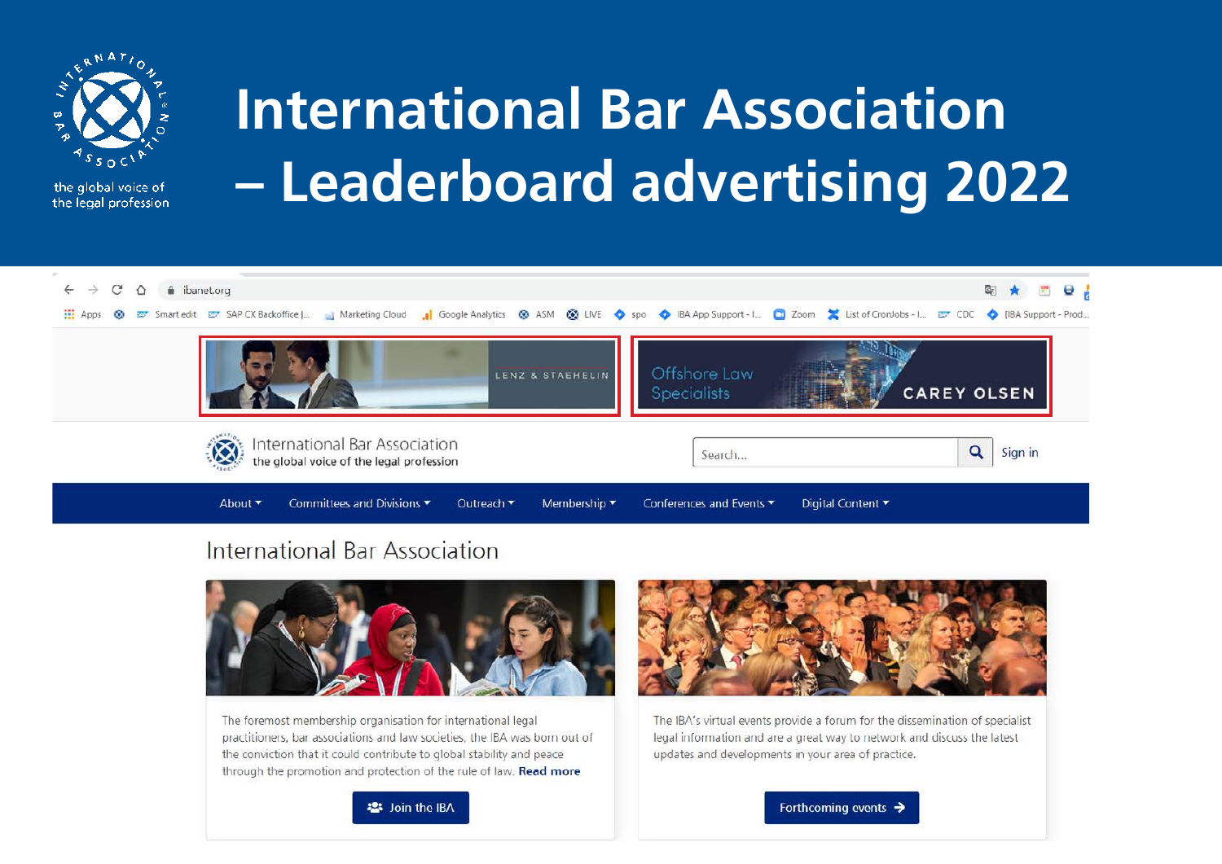# International Bar Association – Leaderboard advertising 2022

the global voice of the legal profession

ibanet.org

LENZ & STAEHELIN

Offshore Law Specialists

CAREY OLSEN

International Bar Association
the global voice of the legal profession

Search...

Sign in

About | Committees and Divisions | Outreach | Membership | Conferences and Events | Digital Content

## International Bar Association

The foremost membership organisation for international legal practitioners, bar associations and law societies, the IBA was born out of the conviction that it could contribute to global stability and peace through the promotion and protection of the rule of law. **Read more**

**Join the IBA**

The IBA's virtual events provide a forum for the dissemination of specialist legal information and are a great way to network and discuss the latest updates and developments in your area of practice.

**Forthcoming events**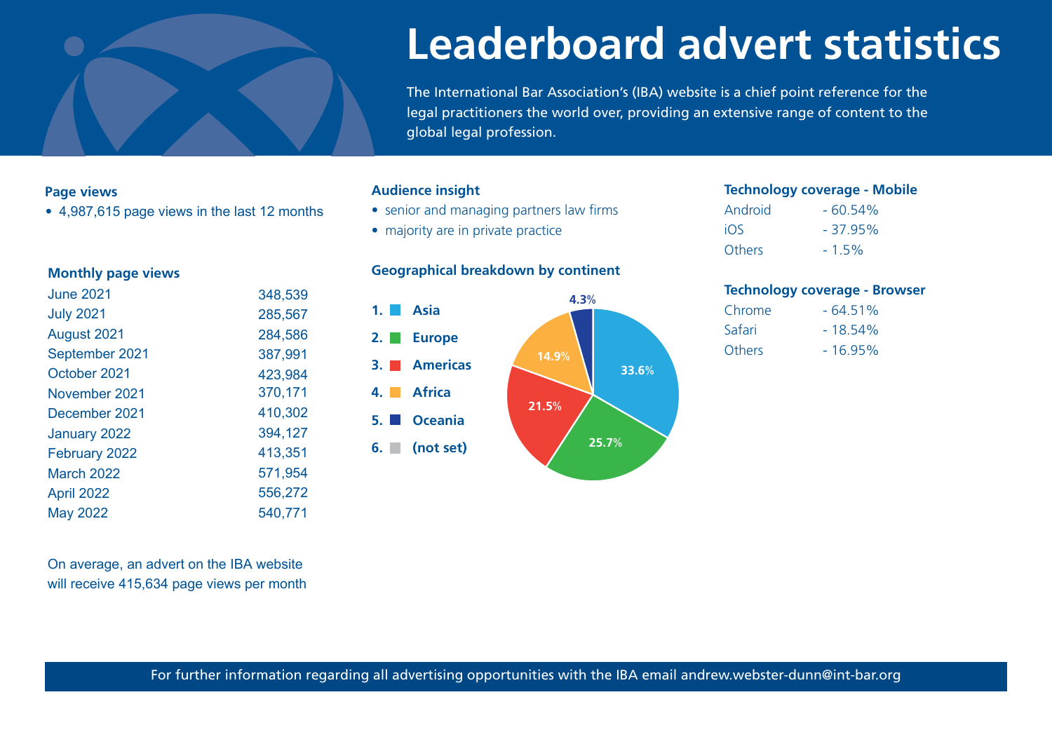# Leaderboard advert statistics

The International Bar Association's (IBA) website is a chief point reference for the legal practitioners the world over, providing an extensive range of content to the global legal profession.

### Page views

- 4,987,615 page views in the last 12 months

### Monthly page views

| Month | Page views |
|---|---|
| June 2021 | 348,539 |
| July 2021 | 285,567 |
| August 2021 | 284,586 |
| September 2021 | 387,991 |
| October 2021 | 423,984 |
| November 2021 | 370,171 |
| December 2021 | 410,302 |
| January 2022 | 394,127 |
| February 2022 | 413,351 |
| March 2022 | 571,954 |
| April 2022 | 556,272 |
| May 2022 | 540,771 |

On average, an advert on the IBA website will receive 415,634 page views per month

### Audience insight

- senior and managing partners law firms
- majority are in private practice

### Geographical breakdown by continent

1. Asia – 33.6%
2. Europe – 25.7%
3. Americas – 21.5%
4. Africa – 14.9%
5. Oceania – 4.3%
6. (not set)

### Technology coverage - Mobile

| | |
|---|---|
| Android | - 60.54% |
| iOS | - 37.95% |
| Others | - 1.5% |

### Technology coverage - Browser

| | |
|---|---|
| Chrome | - 64.51% |
| Safari | - 18.54% |
| Others | - 16.95% |

For further information regarding all advertising opportunities with the IBA email andrew.webster-dunn@int-bar.org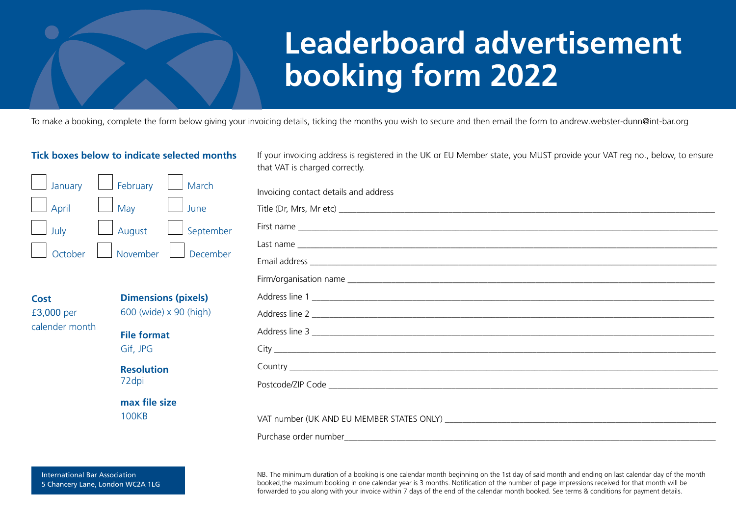# Leaderboard advertisement booking form 2022

To make a booking, complete the form below giving your invoicing details, ticking the months you wish to secure and then email the form to andrew.webster-dunn@int-bar.org

### Tick boxes below to indicate selected months

☐ January ☐ February ☐ March

☐ April ☐ May ☐ June

☐ July ☐ August ☐ September

☐ October ☐ November ☐ December

**Cost**
£3,000 per calender month

**Dimensions (pixels)**
600 (wide) x 90 (high)

**File format**
Gif, JPG

**Resolution**
72dpi

**max file size**
100KB

If your invoicing address is registered in the UK or EU Member state, you MUST provide your VAT reg no., below, to ensure that VAT is charged correctly.

Invoicing contact details and address

Title (Dr, Mrs, Mr etc) ______________________________

First name ______________________________

Last name ______________________________

Email address ______________________________

Firm/organisation name ______________________________

Address line 1 ______________________________

Address line 2 ______________________________

Address line 3 ______________________________

City ______________________________

Country ______________________________

Postcode/ZIP Code ______________________________

VAT number (UK AND EU MEMBER STATES ONLY) ______________________________

Purchase order number______________________________

International Bar Association
5 Chancery Lane, London WC2A 1LG

NB. The minimum duration of a booking is one calendar month beginning on the 1st day of said month and ending on last calendar day of the month booked,the maximum booking in one calendar year is 3 months. Notification of the number of page impressions received for that month will be forwarded to you along with your invoice within 7 days of the end of the calendar month booked. See terms & conditions for payment details.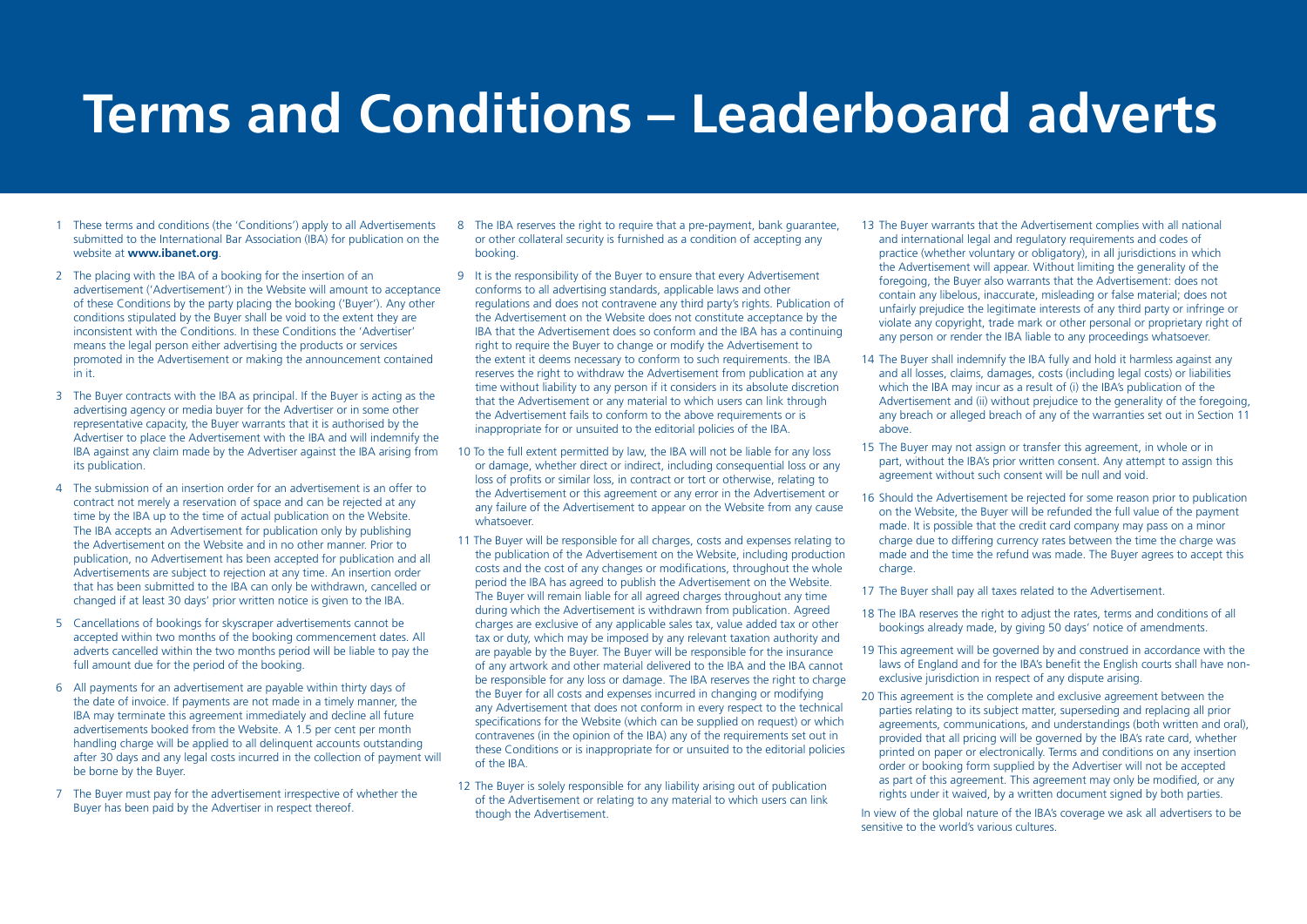# Terms and Conditions – Leaderboard adverts

1. These terms and conditions (the 'Conditions') apply to all Advertisements submitted to the International Bar Association (IBA) for publication on the website at **www.ibanet.org**.

2. The placing with the IBA of a booking for the insertion of an advertisement ('Advertisement') in the Website will amount to acceptance of these Conditions by the party placing the booking ('Buyer'). Any other conditions stipulated by the Buyer shall be void to the extent they are inconsistent with the Conditions. In these Conditions the 'Advertiser' means the legal person either advertising the products or services promoted in the Advertisement or making the announcement contained in it.

3. The Buyer contracts with the IBA as principal. If the Buyer is acting as the advertising agency or media buyer for the Advertiser or in some other representative capacity, the Buyer warrants that it is authorised by the Advertiser to place the Advertisement with the IBA and will indemnify the IBA against any claim made by the Advertiser against the IBA arising from its publication.

4. The submission of an insertion order for an advertisement is an offer to contract not merely a reservation of space and can be rejected at any time by the IBA up to the time of actual publication on the Website. The IBA accepts an Advertisement for publication only by publishing the Advertisement on the Website and in no other manner. Prior to publication, no Advertisement has been accepted for publication and all Advertisements are subject to rejection at any time. An insertion order that has been submitted to the IBA can only be withdrawn, cancelled or changed if at least 30 days' prior written notice is given to the IBA.

5. Cancellations of bookings for skyscraper advertisements cannot be accepted within two months of the booking commencement dates. All adverts cancelled within the two months period will be liable to pay the full amount due for the period of the booking.

6. All payments for an advertisement are payable within thirty days of the date of invoice. If payments are not made in a timely manner, the IBA may terminate this agreement immediately and decline all future advertisements booked from the Website. A 1.5 per cent per month handling charge will be applied to all delinquent accounts outstanding after 30 days and any legal costs incurred in the collection of payment will be borne by the Buyer.

7. The Buyer must pay for the advertisement irrespective of whether the Buyer has been paid by the Advertiser in respect thereof.

8. The IBA reserves the right to require that a pre-payment, bank guarantee, or other collateral security is furnished as a condition of accepting any booking.

9. It is the responsibility of the Buyer to ensure that every Advertisement conforms to all advertising standards, applicable laws and other regulations and does not contravene any third party's rights. Publication of the Advertisement on the Website does not constitute acceptance by the IBA that the Advertisement does so conform and the IBA has a continuing right to require the Buyer to change or modify the Advertisement to the extent it deems necessary to conform to such requirements. the IBA reserves the right to withdraw the Advertisement from publication at any time without liability to any person if it considers in its absolute discretion that the Advertisement or any material to which users can link through the Advertisement fails to conform to the above requirements or is inappropriate for or unsuited to the editorial policies of the IBA.

10. To the full extent permitted by law, the IBA will not be liable for any loss or damage, whether direct or indirect, including consequential loss or any loss of profits or similar loss, in contract or tort or otherwise, relating to the Advertisement or this agreement or any error in the Advertisement or any failure of the Advertisement to appear on the Website from any cause whatsoever.

11. The Buyer will be responsible for all charges, costs and expenses relating to the publication of the Advertisement on the Website, including production costs and the cost of any changes or modifications, throughout the whole period the IBA has agreed to publish the Advertisement on the Website. The Buyer will remain liable for all agreed charges throughout any time during which the Advertisement is withdrawn from publication. Agreed charges are exclusive of any applicable sales tax, value added tax or other tax or duty, which may be imposed by any relevant taxation authority and are payable by the Buyer. The Buyer will be responsible for the insurance of any artwork and other material delivered to the IBA and the IBA cannot be responsible for any loss or damage. The IBA reserves the right to charge the Buyer for all costs and expenses incurred in changing or modifying any Advertisement that does not conform in every respect to the technical specifications for the Website (which can be supplied on request) or which contravenes (in the opinion of the IBA) any of the requirements set out in these Conditions or is inappropriate for or unsuited to the editorial policies of the IBA.

12. The Buyer is solely responsible for any liability arising out of publication of the Advertisement or relating to any material to which users can link though the Advertisement.

13. The Buyer warrants that the Advertisement complies with all national and international legal and regulatory requirements and codes of practice (whether voluntary or obligatory), in all jurisdictions in which the Advertisement will appear. Without limiting the generality of the foregoing, the Buyer also warrants that the Advertisement: does not contain any libelous, inaccurate, misleading or false material; does not unfairly prejudice the legitimate interests of any third party or infringe or violate any copyright, trade mark or other personal or proprietary right of any person or render the IBA liable to any proceedings whatsoever.

14. The Buyer shall indemnify the IBA fully and hold it harmless against any and all losses, claims, damages, costs (including legal costs) or liabilities which the IBA may incur as a result of (i) the IBA's publication of the Advertisement and (ii) without prejudice to the generality of the foregoing, any breach or alleged breach of any of the warranties set out in Section 11 above.

15. The Buyer may not assign or transfer this agreement, in whole or in part, without the IBA's prior written consent. Any attempt to assign this agreement without such consent will be null and void.

16. Should the Advertisement be rejected for some reason prior to publication on the Website, the Buyer will be refunded the full value of the payment made. It is possible that the credit card company may pass on a minor charge due to differing currency rates between the time the charge was made and the time the refund was made. The Buyer agrees to accept this charge.

17. The Buyer shall pay all taxes related to the Advertisement.

18. The IBA reserves the right to adjust the rates, terms and conditions of all bookings already made, by giving 50 days' notice of amendments.

19. This agreement will be governed by and construed in accordance with the laws of England and for the IBA's benefit the English courts shall have non-exclusive jurisdiction in respect of any dispute arising.

20. This agreement is the complete and exclusive agreement between the parties relating to its subject matter, superseding and replacing all prior agreements, communications, and understandings (both written and oral), provided that all pricing will be governed by the IBA's rate card, whether printed on paper or electronically. Terms and conditions on any insertion order or booking form supplied by the Advertiser will not be accepted as part of this agreement. This agreement may only be modified, or any rights under it waived, by a written document signed by both parties.

In view of the global nature of the IBA's coverage we ask all advertisers to be sensitive to the world's various cultures.